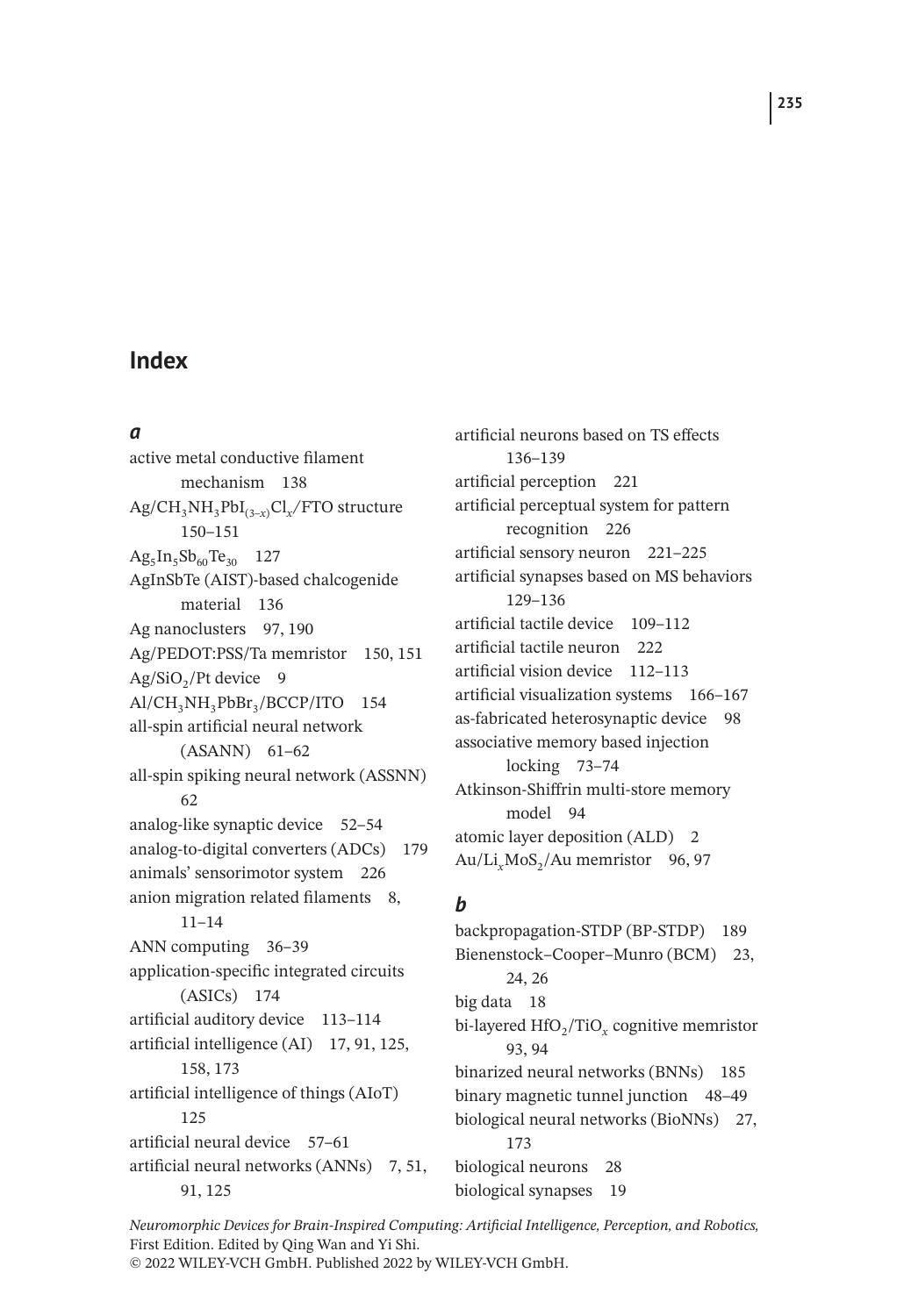# Index

## a

active metal conductive filament mechanism 138
$Ag/CH_3NH_3PbI_{(3-x)}Cl_x/FTO$ structure 150–151
$Ag_5In_5Sb_{60}Te_{30}$ 127
AgInSbTe (AIST)-based chalcogenide material 136
Ag nanoclusters 97, 190
Ag/PEDOT:PSS/Ta memristor 150, 151
$Ag/SiO_2/Pt$ device 9
$Al/CH_3NH_3PbBr_3/BCCP/ITO$ 154
all-spin artificial neural network (ASANN) 61–62
all-spin spiking neural network (ASSNN) 62
analog-like synaptic device 52–54
analog-to-digital converters (ADCs) 179
animals' sensorimotor system 226
anion migration related filaments 8, 11–14
ANN computing 36–39
application-specific integrated circuits (ASICs) 174
artificial auditory device 113–114
artificial intelligence (AI) 17, 91, 125, 158, 173
artificial intelligence of things (AIoT) 125
artificial neural device 57–61
artificial neural networks (ANNs) 7, 51, 91, 125
artificial neurons based on TS effects 136–139
artificial perception 221
artificial perceptual system for pattern recognition 226
artificial sensory neuron 221–225
artificial synapses based on MS behaviors 129–136
artificial tactile device 109–112
artificial tactile neuron 222
artificial vision device 112–113
artificial visualization systems 166–167
as-fabricated heterosynaptic device 98
associative memory based injection locking 73–74
Atkinson-Shiffrin multi-store memory model 94
atomic layer deposition (ALD) 2
$Au/Li_xMoS_2/Au$ memristor 96, 97

## b

backpropagation-STDP (BP-STDP) 189
Bienenstock–Cooper–Munro (BCM) 23, 24, 26
big data 18
bi-layered $HfO_2/TiO_x$ cognitive memristor 93, 94
binarized neural networks (BNNs) 185
binary magnetic tunnel junction 48–49
biological neural networks (BioNNs) 27, 173
biological neurons 28
biological synapses 19

*Neuromorphic Devices for Brain-Inspired Computing: Artificial Intelligence, Perception, and Robotics*, First Edition. Edited by Qing Wan and Yi Shi.
© 2022 WILEY-VCH GmbH. Published 2022 by WILEY-VCH GmbH.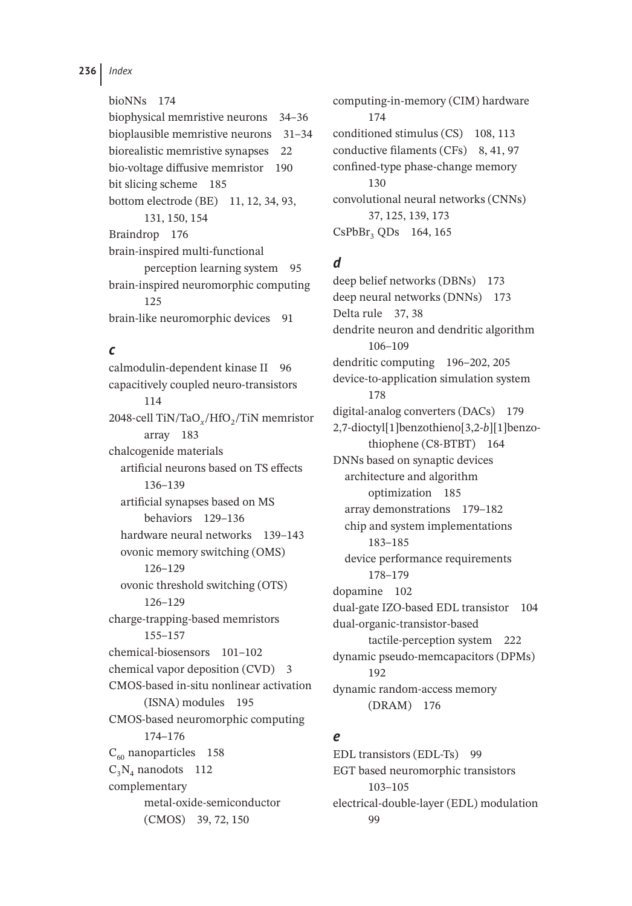bioNNs 174
biophysical memristive neurons 34–36
bioplausible memristive neurons 31–34
biorealistic memristive synapses 22
bio-voltage diffusive memristor 190
bit slicing scheme 185
bottom electrode (BE) 11, 12, 34, 93, 131, 150, 154
Braindrop 176
brain-inspired multi-functional perception learning system 95
brain-inspired neuromorphic computing 125
brain-like neuromorphic devices 91

## *c*

calmodulin-dependent kinase II 96
capacitively coupled neuro-transistors 114
2048-cell $TiN/TaO_x/HfO_2/TiN$ memristor array 183
chalcogenide materials
  artificial neurons based on TS effects 136–139
  artificial synapses based on MS behaviors 129–136
  hardware neural networks 139–143
  ovonic memory switching (OMS) 126–129
  ovonic threshold switching (OTS) 126–129
charge-trapping-based memristors 155–157
chemical-biosensors 101–102
chemical vapor deposition (CVD) 3
CMOS-based in-situ nonlinear activation (ISNA) modules 195
CMOS-based neuromorphic computing 174–176
$C_{60}$ nanoparticles 158
$C_3N_4$ nanodots 112
complementary metal-oxide-semiconductor (CMOS) 39, 72, 150
computing-in-memory (CIM) hardware 174
conditioned stimulus (CS) 108, 113
conductive filaments (CFs) 8, 41, 97
confined-type phase-change memory 130
convolutional neural networks (CNNs) 37, 125, 139, 173
$CsPbBr_3$ QDs 164, 165

## *d*

deep belief networks (DBNs) 173
deep neural networks (DNNs) 173
Delta rule 37, 38
dendrite neuron and dendritic algorithm 106–109
dendritic computing 196–202, 205
device-to-application simulation system 178
digital-analog converters (DACs) 179
2,7-dioctyl[1]benzothieno[3,2-*b*][1]benzothiophene (C8-BTBT) 164
DNNs based on synaptic devices
  architecture and algorithm optimization 185
  array demonstrations 179–182
  chip and system implementations 183–185
  device performance requirements 178–179
dopamine 102
dual-gate IZO-based EDL transistor 104
dual-organic-transistor-based tactile-perception system 222
dynamic pseudo-memcapacitors (DPMs) 192
dynamic random-access memory (DRAM) 176

## *e*

EDL transistors (EDL-Ts) 99
EGT based neuromorphic transistors 103–105
electrical-double-layer (EDL) modulation 99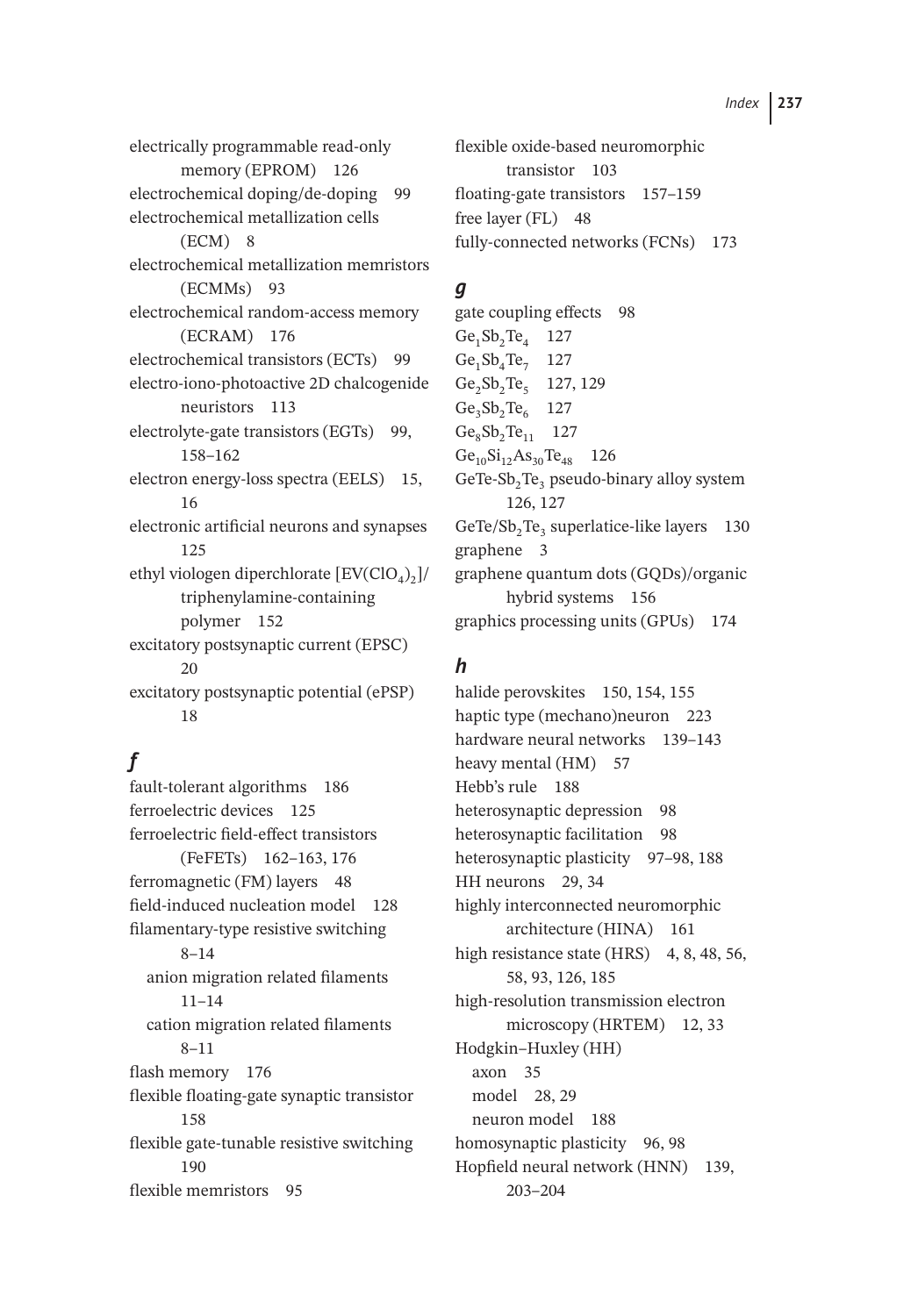electrically programmable read-only memory (EPROM) 126
electrochemical doping/de-doping 99
electrochemical metallization cells (ECM) 8
electrochemical metallization memristors (ECMMs) 93
electrochemical random-access memory (ECRAM) 176
electrochemical transistors (ECTs) 99
electro-iono-photoactive 2D chalcogenide neuristors 113
electrolyte-gate transistors (EGTs) 99, 158–162
electron energy-loss spectra (EELS) 15, 16
electronic artificial neurons and synapses 125
ethyl viologen diperchlorate [$EV(ClO_4)_2$]/triphenylamine-containing polymer 152
excitatory postsynaptic current (EPSC) 20
excitatory postsynaptic potential (ePSP) 18

## f

fault-tolerant algorithms 186
ferroelectric devices 125
ferroelectric field-effect transistors (FeFETs) 162–163, 176
ferromagnetic (FM) layers 48
field-induced nucleation model 128
filamentary-type resistive switching 8–14
- anion migration related filaments 11–14
- cation migration related filaments 8–11

flash memory 176
flexible floating-gate synaptic transistor 158
flexible gate-tunable resistive switching 190
flexible memristors 95
flexible oxide-based neuromorphic transistor 103
floating-gate transistors 157–159
free layer (FL) 48
fully-connected networks (FCNs) 173

## g

gate coupling effects 98
$Ge_1Sb_2Te_4$ 127
$Ge_1Sb_4Te_7$ 127
$Ge_2Sb_2Te_5$ 127, 129
$Ge_3Sb_2Te_6$ 127
$Ge_8Sb_2Te_{11}$ 127
$Ge_{10}Si_{12}As_{30}Te_{48}$ 126
GeTe-$Sb_2Te_3$ pseudo-binary alloy system 126, 127
GeTe/$Sb_2Te_3$ superlatice-like layers 130
graphene 3
graphene quantum dots (GQDs)/organic hybrid systems 156
graphics processing units (GPUs) 174

## h

halide perovskites 150, 154, 155
haptic type (mechano)neuron 223
hardware neural networks 139–143
heavy mental (HM) 57
Hebb's rule 188
heterosynaptic depression 98
heterosynaptic facilitation 98
heterosynaptic plasticity 97–98, 188
HH neurons 29, 34
highly interconnected neuromorphic architecture (HINA) 161
high resistance state (HRS) 4, 8, 48, 56, 58, 93, 126, 185
high-resolution transmission electron microscopy (HRTEM) 12, 33
Hodgkin–Huxley (HH)
- axon 35
- model 28, 29
- neuron model 188

homosynaptic plasticity 96, 98
Hopfield neural network (HNN) 139, 203–204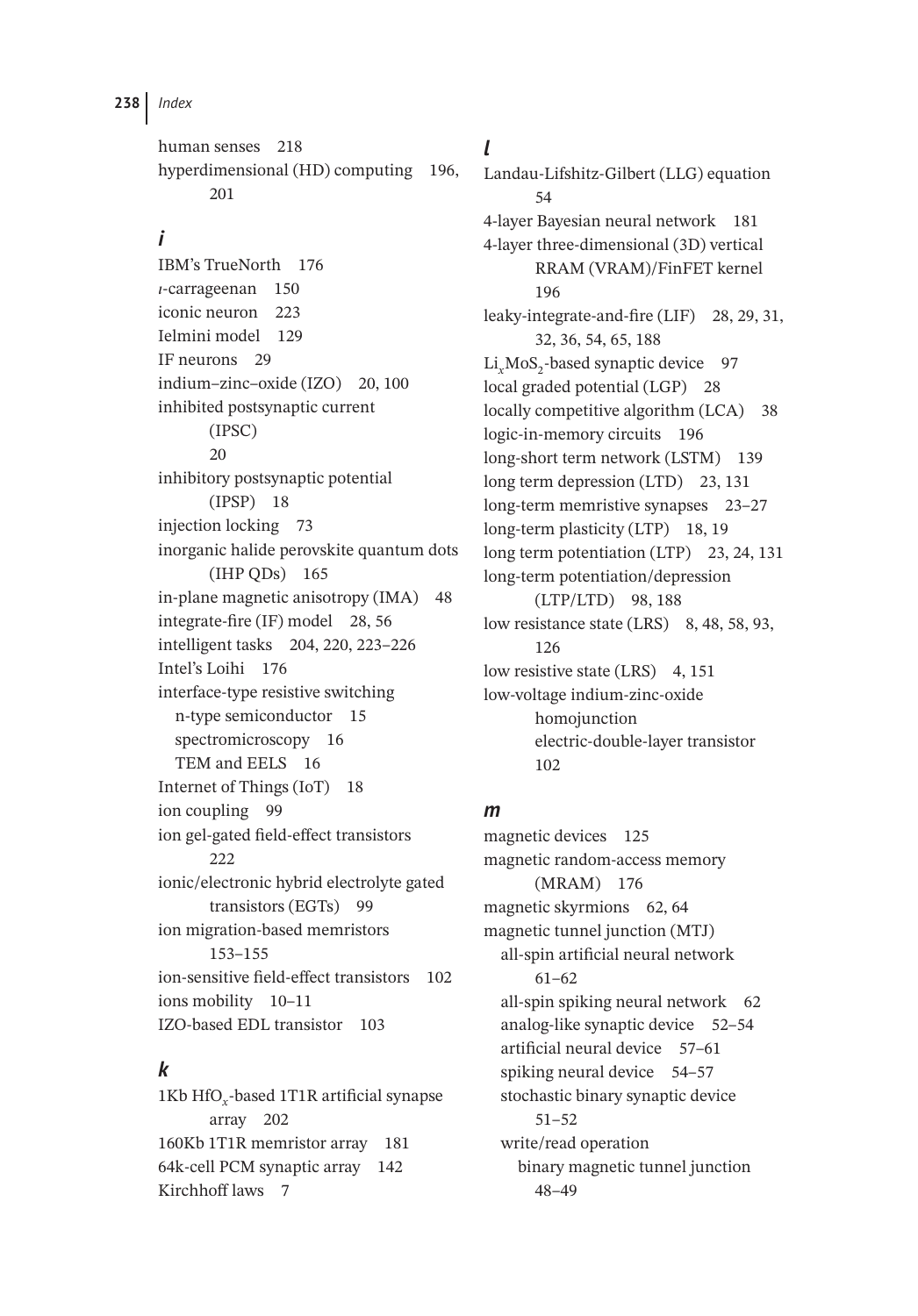human senses 218
hyperdimensional (HD) computing 196, 201

## i

IBM's TrueNorth 176
ι-carrageenan 150
iconic neuron 223
Ielmini model 129
IF neurons 29
indium–zinc–oxide (IZO) 20, 100
inhibited postsynaptic current (IPSC) 20
inhibitory postsynaptic potential (IPSP) 18
injection locking 73
inorganic halide perovskite quantum dots (IHP QDs) 165
in-plane magnetic anisotropy (IMA) 48
integrate-fire (IF) model 28, 56
intelligent tasks 204, 220, 223–226
Intel's Loihi 176
interface-type resistive switching
- n-type semiconductor 15
- spectromicroscopy 16
- TEM and EELS 16

Internet of Things (IoT) 18
ion coupling 99
ion gel-gated field-effect transistors 222
ionic/electronic hybrid electrolyte gated transistors (EGTs) 99
ion migration-based memristors 153–155
ion-sensitive field-effect transistors 102
ions mobility 10–11
IZO-based EDL transistor 103

## k

1Kb $HfO_x$-based 1T1R artificial synapse array 202
160Kb 1T1R memristor array 181
64k-cell PCM synaptic array 142
Kirchhoff laws 7

## l

Landau-Lifshitz-Gilbert (LLG) equation 54
4-layer Bayesian neural network 181
4-layer three-dimensional (3D) vertical RRAM (VRAM)/FinFET kernel 196
leaky-integrate-and-fire (LIF) 28, 29, 31, 32, 36, 54, 65, 188
$Li_xMoS_2$-based synaptic device 97
local graded potential (LGP) 28
locally competitive algorithm (LCA) 38
logic-in-memory circuits 196
long-short term network (LSTM) 139
long term depression (LTD) 23, 131
long-term memristive synapses 23–27
long-term plasticity (LTP) 18, 19
long term potentiation (LTP) 23, 24, 131
long-term potentiation/depression (LTP/LTD) 98, 188
low resistance state (LRS) 8, 48, 58, 93, 126
low resistive state (LRS) 4, 151
low-voltage indium-zinc-oxide homojunction electric-double-layer transistor 102

## m

magnetic devices 125
magnetic random-access memory (MRAM) 176
magnetic skyrmions 62, 64
magnetic tunnel junction (MTJ)
- all-spin artificial neural network 61–62
- all-spin spiking neural network 62
- analog-like synaptic device 52–54
- artificial neural device 57–61
- spiking neural device 54–57
- stochastic binary synaptic device 51–52
- write/read operation
  - binary magnetic tunnel junction 48–49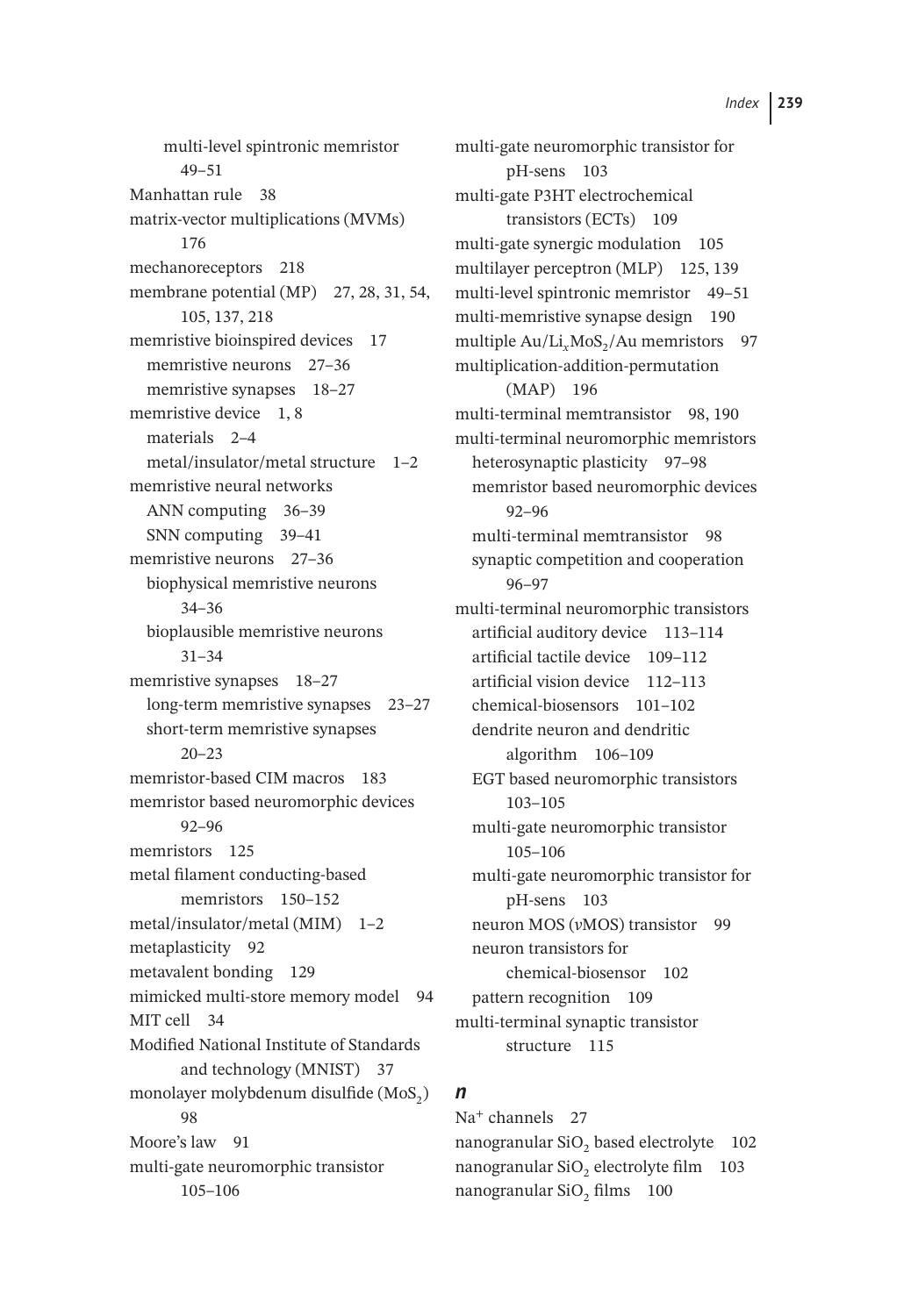multi-level spintronic memristor 49–51

Manhattan rule 38

matrix-vector multiplications (MVMs) 176

mechanoreceptors 218

membrane potential (MP) 27, 28, 31, 54, 105, 137, 218

memristive bioinspired devices 17
- memristive neurons 27–36
- memristive synapses 18–27

memristive device 1, 8
- materials 2–4
- metal/insulator/metal structure 1–2

memristive neural networks
- ANN computing 36–39
- SNN computing 39–41

memristive neurons 27–36
- biophysical memristive neurons 34–36
- bioplausible memristive neurons 31–34

memristive synapses 18–27
- long-term memristive synapses 23–27
- short-term memristive synapses 20–23

memristor-based CIM macros 183

memristor based neuromorphic devices 92–96

memristors 125

metal filament conducting-based memristors 150–152

metal/insulator/metal (MIM) 1–2

metaplasticity 92

metavalent bonding 129

mimicked multi-store memory model 94

MIT cell 34

Modified National Institute of Standards and technology (MNIST) 37

monolayer molybdenum disulfide ($MoS_2$) 98

Moore's law 91

multi-gate neuromorphic transistor 105–106

multi-gate neuromorphic transistor for pH-sens 103

multi-gate P3HT electrochemical transistors (ECTs) 109

multi-gate synergic modulation 105

multilayer perceptron (MLP) 125, 139

multi-level spintronic memristor 49–51

multi-memristive synapse design 190

multiple $Au/Li_xMoS_2/Au$ memristors 97

multiplication-addition-permutation (MAP) 196

multi-terminal memtransistor 98, 190

multi-terminal neuromorphic memristors
- heterosynaptic plasticity 97–98
- memristor based neuromorphic devices 92–96
- multi-terminal memtransistor 98
- synaptic competition and cooperation 96–97

multi-terminal neuromorphic transistors
- artificial auditory device 113–114
- artificial tactile device 109–112
- artificial vision device 112–113
- chemical-biosensors 101–102
- dendrite neuron and dendritic algorithm 106–109
- EGT based neuromorphic transistors 103–105
- multi-gate neuromorphic transistor 105–106
- multi-gate neuromorphic transistor for pH-sens 103
- neuron MOS ($\nu$MOS) transistor 99
- neuron transistors for chemical-biosensor 102
- pattern recognition 109

multi-terminal synaptic transistor structure 115

## *n*

$Na^+$ channels 27

nanogranular $SiO_2$ based electrolyte 102

nanogranular $SiO_2$ electrolyte film 103

nanogranular $SiO_2$ films 100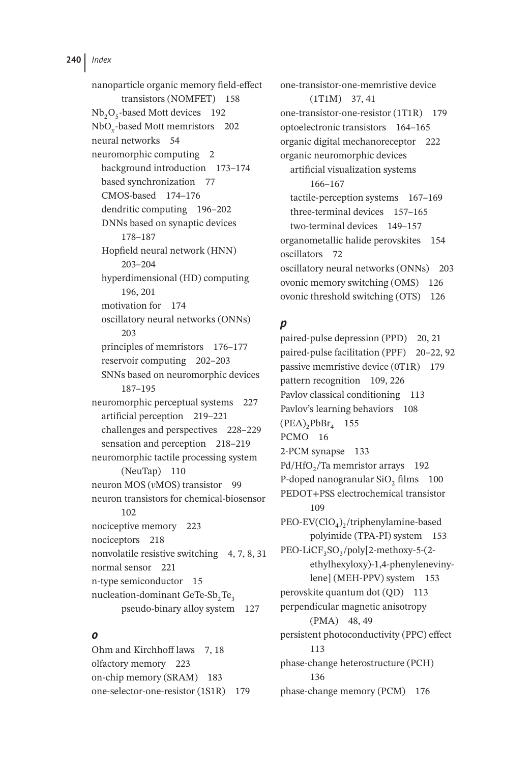nanoparticle organic memory field-effect transistors (NOMFET) 158
$Nb_2O_5$-based Mott devices 192
$NbO_x$-based Mott memristors 202
neural networks 54
neuromorphic computing 2
- background introduction 173–174
- based synchronization 77
- CMOS-based 174–176
- dendritic computing 196–202
- DNNs based on synaptic devices 178–187
- Hopfield neural network (HNN) 203–204
- hyperdimensional (HD) computing 196, 201
- motivation for 174
- oscillatory neural networks (ONNs) 203
- principles of memristors 176–177
- reservoir computing 202–203
- SNNs based on neuromorphic devices 187–195

neuromorphic perceptual systems 227
- artificial perception 219–221
- challenges and perspectives 228–229
- sensation and perception 218–219

neuromorphic tactile processing system (NeuTap) 110
neuron MOS (*v*MOS) transistor 99
neuron transistors for chemical-biosensor 102
nociceptive memory 223
nociceptors 218
nonvolatile resistive switching 4, 7, 8, 31
normal sensor 221
n-type semiconductor 15
nucleation-dominant GeTe-$Sb_2Te_3$ pseudo-binary alloy system 127

## *o*

Ohm and Kirchhoff laws 7, 18
olfactory memory 223
on-chip memory (SRAM) 183
one-selector-one-resistor (1S1R) 179
one-transistor-one-memristive device (1T1M) 37, 41
one-transistor-one-resistor (1T1R) 179
optoelectronic transistors 164–165
organic digital mechanoreceptor 222
organic neuromorphic devices
- artificial visualization systems 166–167
- tactile-perception systems 167–169
- three-terminal devices 157–165
- two-terminal devices 149–157

organometallic halide perovskites 154
oscillators 72
oscillatory neural networks (ONNs) 203
ovonic memory switching (OMS) 126
ovonic threshold switching (OTS) 126

## *p*

paired-pulse depression (PPD) 20, 21
paired-pulse facilitation (PPF) 20–22, 92
passive memristive device (0T1R) 179
pattern recognition 109, 226
Pavlov classical conditioning 113
Pavlov's learning behaviors 108
$(PEA)_2PbBr_4$ 155
PCMO 16
2-PCM synapse 133
Pd/$HfO_2$/Ta memristor arrays 192
P-doped nanogranular $SiO_2$ films 100
PEDOT+PSS electrochemical transistor 109
PEO-EV$(ClO_4)_2$/triphenylamine-based polyimide (TPA-PI) system 153
PEO-$LiCF_3SO_3$/poly[2-methoxy-5-(2-ethylhexyloxy)-1,4-phenylenevinylene] (MEH-PPV) system 153
perovskite quantum dot (QD) 113
perpendicular magnetic anisotropy (PMA) 48, 49
persistent photoconductivity (PPC) effect 113
phase-change heterostructure (PCH) 136
phase-change memory (PCM) 176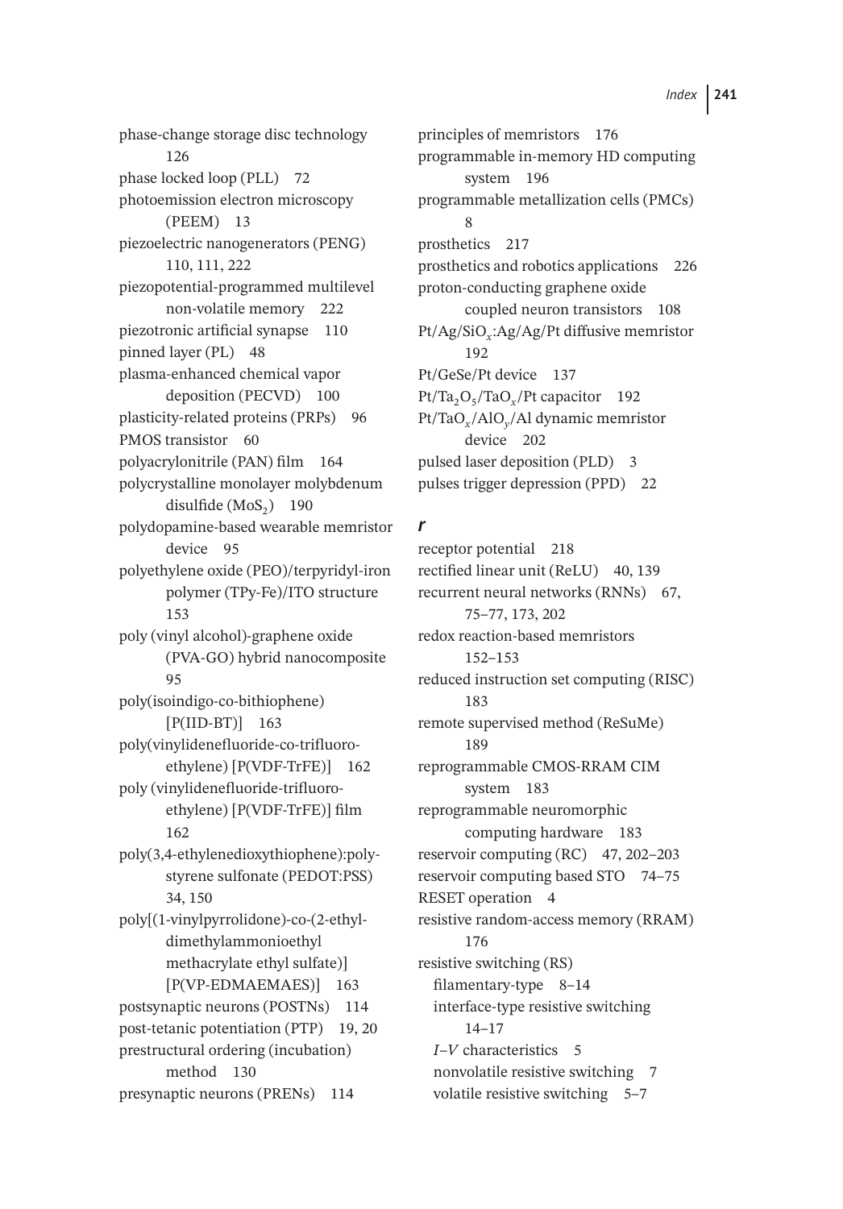phase-change storage disc technology 126

phase locked loop (PLL) 72

photoemission electron microscopy (PEEM) 13

piezoelectric nanogenerators (PENG) 110, 111, 222

piezopotential-programmed multilevel non-volatile memory 222

piezotronic artificial synapse 110

pinned layer (PL) 48

plasma-enhanced chemical vapor deposition (PECVD) 100

plasticity-related proteins (PRPs) 96

PMOS transistor 60

polyacrylonitrile (PAN) film 164

polycrystalline monolayer molybdenum disulfide ($MoS_2$) 190

polydopamine-based wearable memristor device 95

polyethylene oxide (PEO)/terpyridyl-iron polymer (TPy-Fe)/ITO structure 153

poly (vinyl alcohol)-graphene oxide (PVA-GO) hybrid nanocomposite 95

poly(isoindigo-co-bithiophene) [P(IID-BT)] 163

poly(vinylidenefluoride-co-trifluoro-ethylene) [P(VDF-TrFE)] 162

poly (vinylidenefluoride-trifluoro-ethylene) [P(VDF-TrFE)] film 162

poly(3,4-ethylenedioxythiophene):poly-styrene sulfonate (PEDOT:PSS) 34, 150

poly[(1-vinylpyrrolidone)-co-(2-ethyl-dimethylammonioethyl methacrylate ethyl sulfate)] [P(VP-EDMAEMAES)] 163

postsynaptic neurons (POSTNs) 114

post-tetanic potentiation (PTP) 19, 20

prestructural ordering (incubation) method 130

presynaptic neurons (PRENs) 114

principles of memristors 176

programmable in-memory HD computing system 196

programmable metallization cells (PMCs) 8

prosthetics 217

prosthetics and robotics applications 226

proton-conducting graphene oxide coupled neuron transistors 108

Pt/Ag/$SiO_x$:Ag/Ag/Pt diffusive memristor 192

Pt/GeSe/Pt device 137

Pt/$Ta_2O_5$/$TaO_x$/Pt capacitor 192

Pt/$TaO_x$/$AlO_y$/Al dynamic memristor device 202

pulsed laser deposition (PLD) 3

pulses trigger depression (PPD) 22

## *r*

receptor potential 218

rectified linear unit (ReLU) 40, 139

recurrent neural networks (RNNs) 67, 75–77, 173, 202

redox reaction-based memristors 152–153

reduced instruction set computing (RISC) 183

remote supervised method (ReSuMe) 189

reprogrammable CMOS-RRAM CIM system 183

reprogrammable neuromorphic computing hardware 183

reservoir computing (RC) 47, 202–203

reservoir computing based STO 74–75

RESET operation 4

resistive random-access memory (RRAM) 176

resistive switching (RS)
- filamentary-type 8–14
- interface-type resistive switching 14–17
- *I–V* characteristics 5
- nonvolatile resistive switching 7
- volatile resistive switching 5–7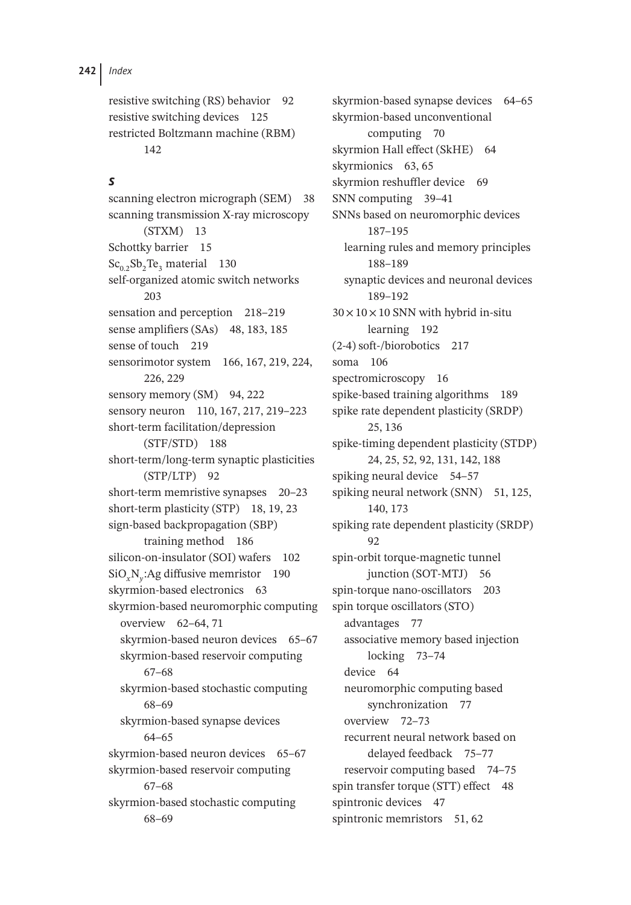resistive switching (RS) behavior 92
resistive switching devices 125
restricted Boltzmann machine (RBM) 142

## S

scanning electron micrograph (SEM) 38
scanning transmission X-ray microscopy (STXM) 13
Schottky barrier 15
$Sc_{0.2}Sb_2Te_3$ material 130
self-organized atomic switch networks 203
sensation and perception 218–219
sense amplifiers (SAs) 48, 183, 185
sense of touch 219
sensorimotor system 166, 167, 219, 224, 226, 229
sensory memory (SM) 94, 222
sensory neuron 110, 167, 217, 219–223
short-term facilitation/depression (STF/STD) 188
short-term/long-term synaptic plasticities (STP/LTP) 92
short-term memristive synapses 20–23
short-term plasticity (STP) 18, 19, 23
sign-based backpropagation (SBP) training method 186
silicon-on-insulator (SOI) wafers 102
$SiO_xN_y$:Ag diffusive memristor 190
skyrmion-based electronics 63
skyrmion-based neuromorphic computing
  overview 62–64, 71
  skyrmion-based neuron devices 65–67
  skyrmion-based reservoir computing 67–68
  skyrmion-based stochastic computing 68–69
  skyrmion-based synapse devices 64–65
skyrmion-based neuron devices 65–67
skyrmion-based reservoir computing 67–68
skyrmion-based stochastic computing 68–69
skyrmion-based synapse devices 64–65
skyrmion-based unconventional computing 70
skyrmion Hall effect (SkHE) 64
skyrmionics 63, 65
skyrmion reshuffler device 69
SNN computing 39–41
SNNs based on neuromorphic devices 187–195
  learning rules and memory principles 188–189
  synaptic devices and neuronal devices 189–192
$30 \times 10 \times 10$ SNN with hybrid in-situ learning 192
(2-4) soft-/biorobotics 217
soma 106
spectromicroscopy 16
spike-based training algorithms 189
spike rate dependent plasticity (SRDP) 25, 136
spike-timing dependent plasticity (STDP) 24, 25, 52, 92, 131, 142, 188
spiking neural device 54–57
spiking neural network (SNN) 51, 125, 140, 173
spiking rate dependent plasticity (SRDP) 92
spin-orbit torque-magnetic tunnel junction (SOT-MTJ) 56
spin-torque nano-oscillators 203
spin torque oscillators (STO)
  advantages 77
  associative memory based injection locking 73–74
  device 64
  neuromorphic computing based synchronization 77
  overview 72–73
  recurrent neural network based on delayed feedback 75–77
  reservoir computing based 74–75
spin transfer torque (STT) effect 48
spintronic devices 47
spintronic memristors 51, 62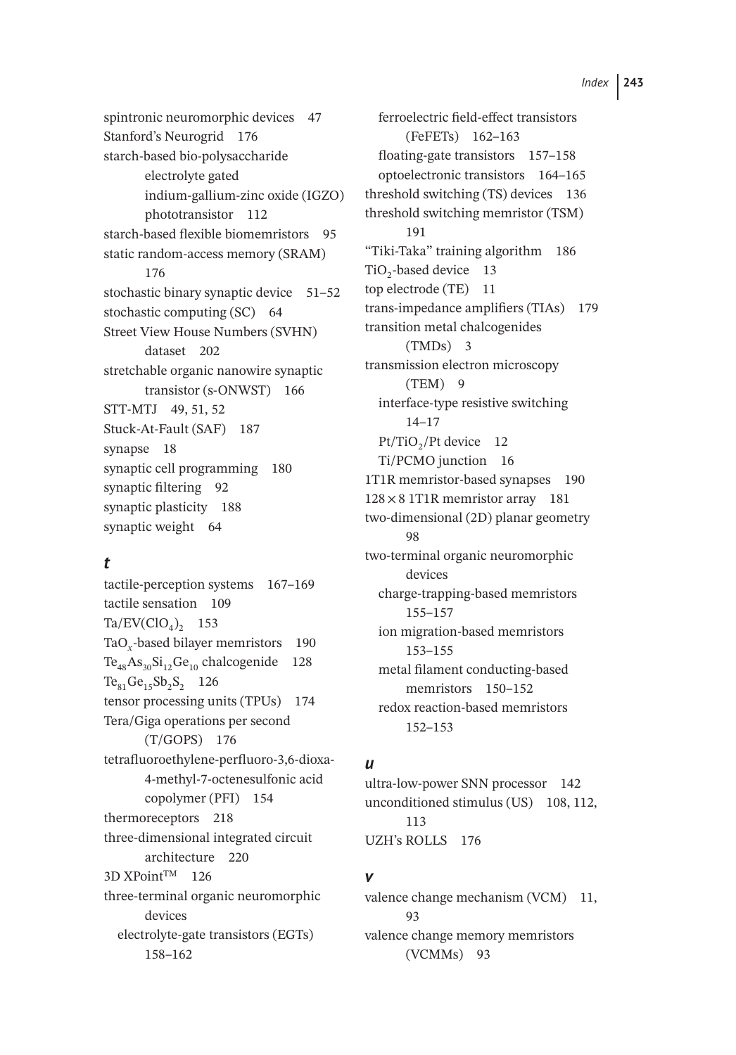spintronic neuromorphic devices 47
Stanford's Neurogrid 176
starch-based bio-polysaccharide electrolyte gated indium-gallium-zinc oxide (IGZO) phototransistor 112
starch-based flexible biomemristors 95
static random-access memory (SRAM) 176
stochastic binary synaptic device 51–52
stochastic computing (SC) 64
Street View House Numbers (SVHN) dataset 202
stretchable organic nanowire synaptic transistor (s-ONWST) 166
STT-MTJ 49, 51, 52
Stuck-At-Fault (SAF) 187
synapse 18
synaptic cell programming 180
synaptic filtering 92
synaptic plasticity 188
synaptic weight 64

### *t*

tactile-perception systems 167–169
tactile sensation 109
$Ta/EV(ClO_4)_2$ 153
$TaO_x$-based bilayer memristors 190
$Te_{48}As_{30}Si_{12}Ge_{10}$ chalcogenide 128
$Te_{81}Ge_{15}Sb_2S_2$ 126
tensor processing units (TPUs) 174
Tera/Giga operations per second (T/GOPS) 176
tetrafluoroethylene-perfluoro-3,6-dioxa-4-methyl-7-octenesulfonic acid copolymer (PFI) 154
thermoreceptors 218
three-dimensional integrated circuit architecture 220
3D XPoint™ 126
three-terminal organic neuromorphic devices
- electrolyte-gate transistors (EGTs) 158–162
- ferroelectric field-effect transistors (FeFETs) 162–163
- floating-gate transistors 157–158
- optoelectronic transistors 164–165

threshold switching (TS) devices 136
threshold switching memristor (TSM) 191
"Tiki-Taka" training algorithm 186
$TiO_2$-based device 13
top electrode (TE) 11
trans-impedance amplifiers (TIAs) 179
transition metal chalcogenides (TMDs) 3
transmission electron microscopy (TEM) 9
- interface-type resistive switching 14–17
- $Pt/TiO_2/Pt$ device 12
- Ti/PCMO junction 16

1T1R memristor-based synapses 190
$128 \times 8$ 1T1R memristor array 181
two-dimensional (2D) planar geometry 98
two-terminal organic neuromorphic devices
- charge-trapping-based memristors 155–157
- ion migration-based memristors 153–155
- metal filament conducting-based memristors 150–152
- redox reaction-based memristors 152–153

### *u*

ultra-low-power SNN processor 142
unconditioned stimulus (US) 108, 112, 113
UZH's ROLLS 176

### *v*

valence change mechanism (VCM) 11, 93
valence change memory memristors (VCMMs) 93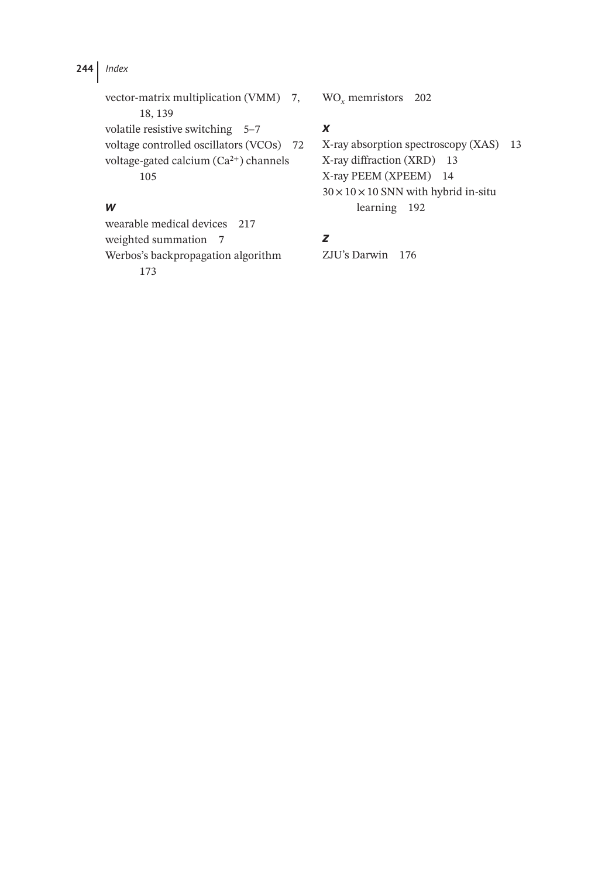vector-matrix multiplication (VMM) 7, 18, 139
volatile resistive switching 5–7
voltage controlled oscillators (VCOs) 72
voltage-gated calcium ($Ca^{2+}$) channels 105

### W

wearable medical devices 217
weighted summation 7
Werbos's backpropagation algorithm 173
$WO_x$ memristors 202

### X

X-ray absorption spectroscopy (XAS) 13
X-ray diffraction (XRD) 13
X-ray PEEM (XPEEM) 14
$30 \times 10 \times 10$ SNN with hybrid in-situ learning 192

### Z

ZJU's Darwin 176